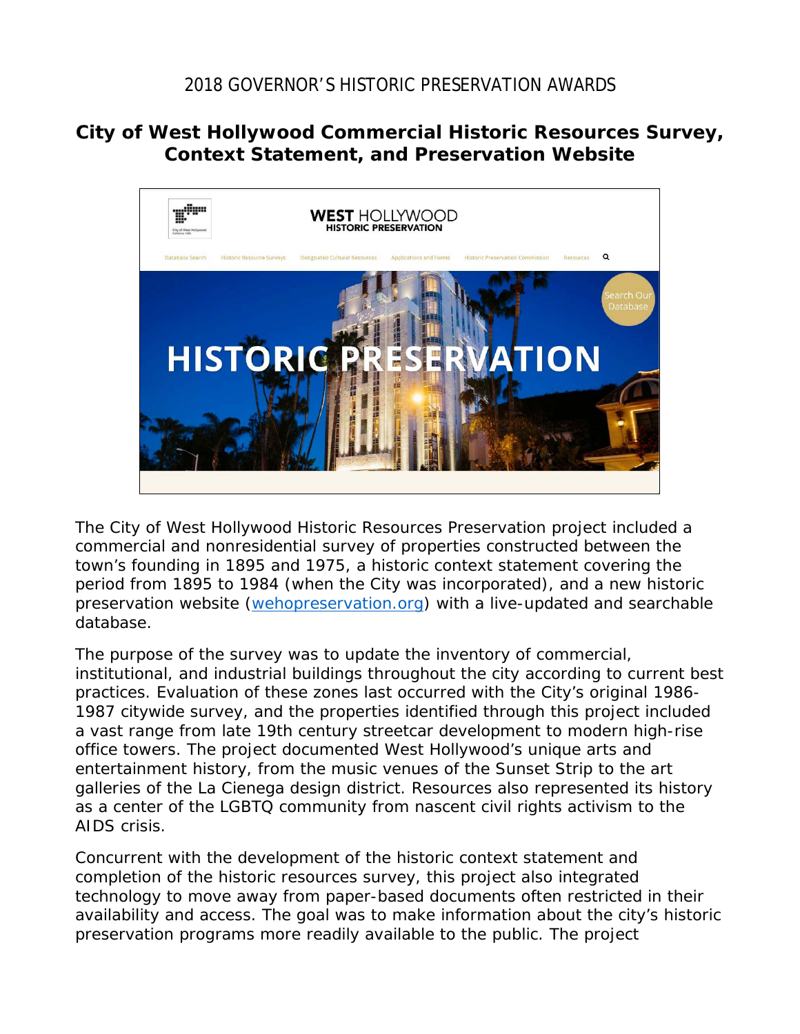2018 GOVERNOR'S HISTORIC PRESERVATION AWARDS

# City of West Hollywood Commercial Historic Resources Survey, Context Statement, and Preservation Website

The City of West Hollywood Historic Resources Preservation project included a commercial and nonresidential survey of properties constructed between the town's founding in 1895 and 1975, a historic context statement covering the period from 1895 to 1984 (when the City was incorporated), and a new historic preservation website (wehopreservation.org) with a live-updated and searchable database.

The purpose of the survey was to update the inventory of commercial, institutional, and industrial buildings throughout the city according to current best practices. Evaluation of these zones last occurred with the City's original 1986-1987 citywide survey, and the properties identified through this project included a vast range from late 19th century streetcar development to modern high-rise office towers. The project documented West Hollywood's unique arts and entertainment history, from the music venues of the Sunset Strip to the art galleries of the La Cienega design district. Resources also represented its history as a center of the LGBTQ community from nascent civil rights activism to the AIDS crisis.

Concurrent with the development of the historic context statement and completion of the historic resources survey, this project also integrated technology to move away from paper-based documents often restricted in their availability and access. The goal was to make information about the city's historic preservation programs more readily available to the public. The project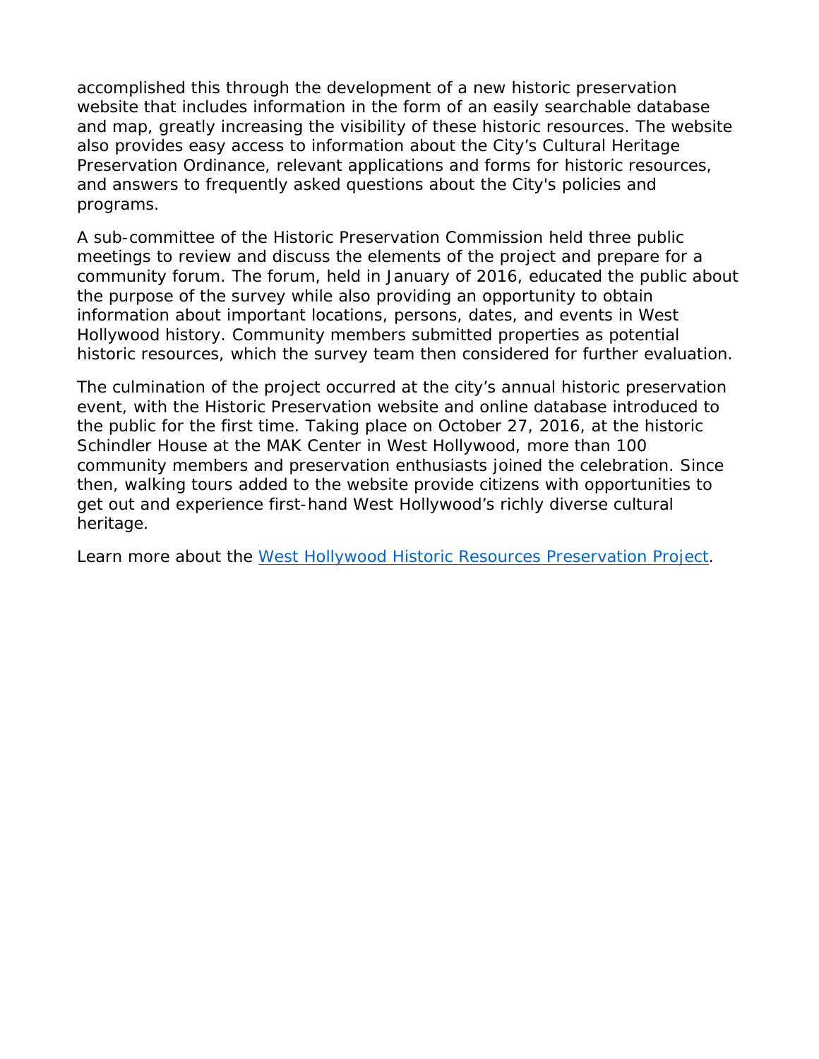accomplished this through the development of a new historic preservation website that includes information in the form of an easily searchable database and map, greatly increasing the visibility of these historic resources. The website also provides easy access to information about the City's Cultural Heritage Preservation Ordinance, relevant applications and forms for historic resources, and answers to frequently asked questions about the City's policies and programs.

A sub-committee of the Historic Preservation Commission held three public meetings to review and discuss the elements of the project and prepare for a community forum. The forum, held in January of 2016, educated the public about the purpose of the survey while also providing an opportunity to obtain information about important locations, persons, dates, and events in West Hollywood history. Community members submitted properties as potential historic resources, which the survey team then considered for further evaluation.

The culmination of the project occurred at the city's annual historic preservation event, with the Historic Preservation website and online database introduced to the public for the first time. Taking place on October 27, 2016, at the historic Schindler House at the MAK Center in West Hollywood, more than 100 community members and preservation enthusiasts joined the celebration. Since then, walking tours added to the website provide citizens with opportunities to get out and experience first-hand West Hollywood's richly diverse cultural heritage.

Learn more about the West Hollywood Historic Resources Preservation Project.